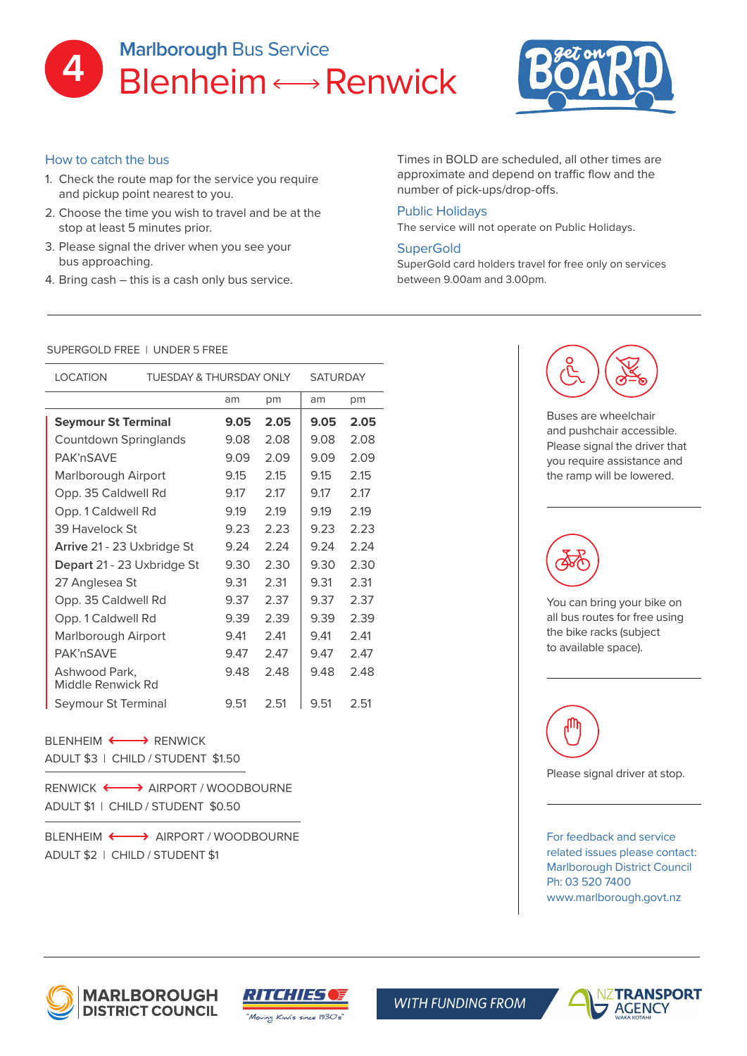# 4 Marlborough Bus Service

## Blenheim ⟷ Renwick

Get on BOARD

### How to catch the bus

1. Check the route map for the service you require and pickup point nearest to you.
2. Choose the time you wish to travel and be at the stop at least 5 minutes prior.
3. Please signal the driver when you see your bus approaching.
4. Bring cash – this is a cash only bus service.

Times in BOLD are scheduled, all other times are approximate and depend on traffic flow and the number of pick-ups/drop-offs.

### Public Holidays

The service will not operate on Public Holidays.

### SuperGold

SuperGold card holders travel for free only on services between 9.00am and 3.00pm.

---

SUPERGOLD FREE | UNDER 5 FREE

| LOCATION | TUESDAY & THURSDAY ONLY | | SATURDAY | |
|---|---|---|---|---|
| | am | pm | am | pm |
| **Seymour St Terminal** | **9.05** | **2.05** | **9.05** | **2.05** |
| Countdown Springlands | 9.08 | 2.08 | 9.08 | 2.08 |
| PAK'nSAVE | 9.09 | 2.09 | 9.09 | 2.09 |
| Marlborough Airport | 9.15 | 2.15 | 9.15 | 2.15 |
| Opp. 35 Caldwell Rd | 9.17 | 2.17 | 9.17 | 2.17 |
| Opp. 1 Caldwell Rd | 9.19 | 2.19 | 9.19 | 2.19 |
| 39 Havelock St | 9.23 | 2.23 | 9.23 | 2.23 |
| **Arrive** 21 - 23 Uxbridge St | 9.24 | 2.24 | 9.24 | 2.24 |
| **Depart** 21 - 23 Uxbridge St | 9.30 | 2.30 | 9.30 | 2.30 |
| 27 Anglesea St | 9.31 | 2.31 | 9.31 | 2.31 |
| Opp. 35 Caldwell Rd | 9.37 | 2.37 | 9.37 | 2.37 |
| Opp. 1 Caldwell Rd | 9.39 | 2.39 | 9.39 | 2.39 |
| Marlborough Airport | 9.41 | 2.41 | 9.41 | 2.41 |
| PAK'nSAVE | 9.47 | 2.47 | 9.47 | 2.47 |
| Ashwood Park, Middle Renwick Rd | 9.48 | 2.48 | 9.48 | 2.48 |
| Seymour St Terminal | 9.51 | 2.51 | 9.51 | 2.51 |

BLENHEIM ⟷ RENWICK
ADULT $3 | CHILD / STUDENT $1.50

RENWICK ⟷ AIRPORT / WOODBOURNE
ADULT $1 | CHILD / STUDENT $0.50

BLENHEIM ⟷ AIRPORT / WOODBOURNE
ADULT $2 | CHILD / STUDENT $1

---

Buses are wheelchair and pushchair accessible. Please signal the driver that you require assistance and the ramp will be lowered.

You can bring your bike on all bus routes for free using the bike racks (subject to available space).

Please signal driver at stop.

For feedback and service related issues please contact:
Marlborough District Council
Ph: 03 520 7400
www.marlborough.govt.nz

MARLBOROUGH DISTRICT COUNCIL | RITCHIES "Moving Kiwis since 1930s" | WITH FUNDING FROM | NZ TRANSPORT AGENCY WAKA KOTAHI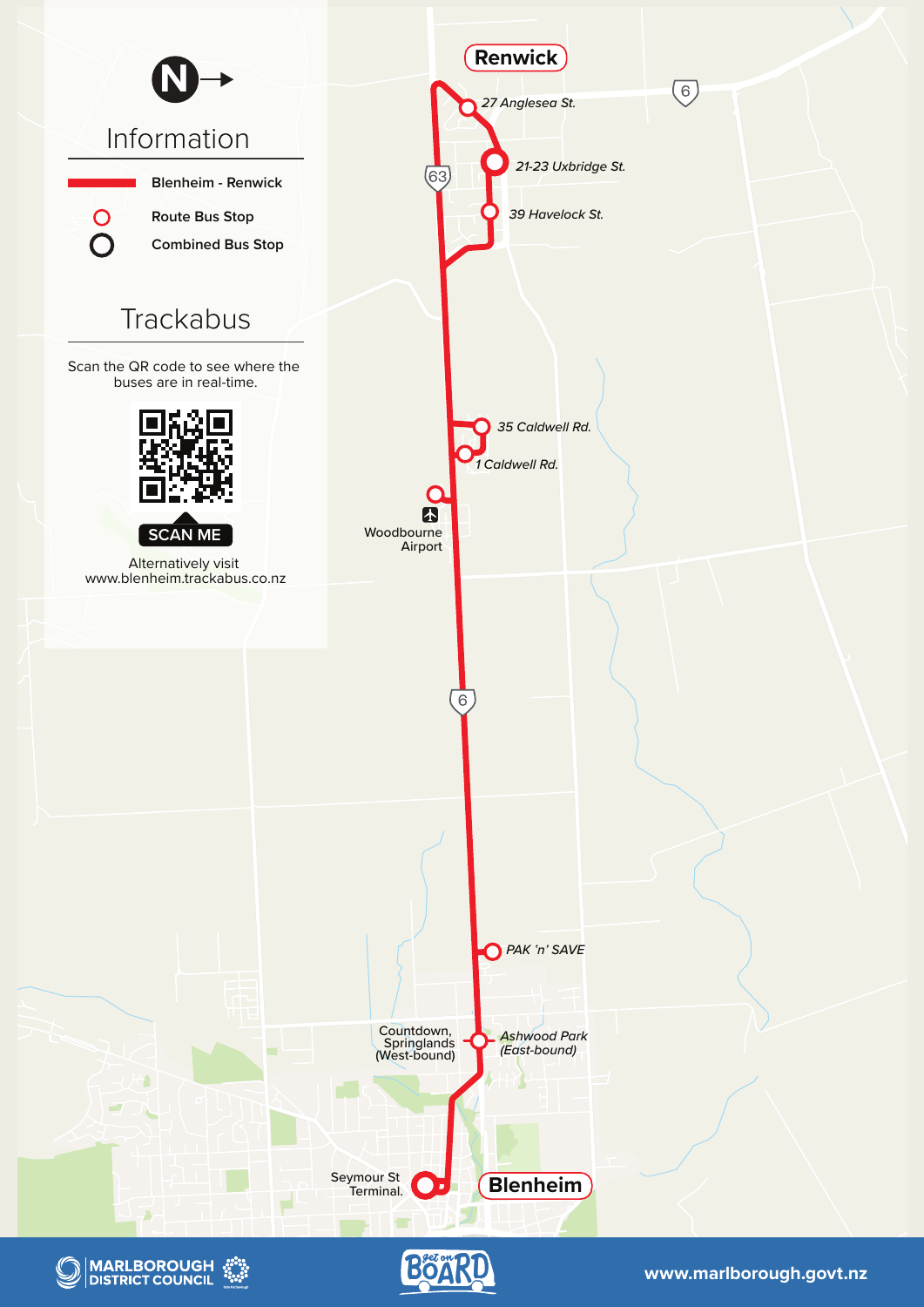## Information

Blenheim - Renwick

Route Bus Stop

Combined Bus Stop

## Trackabus

Scan the QR code to see where the buses are in real-time.

SCAN ME

Alternatively visit www.blenheim.trackabus.co.nz

Renwick

*27 Anglesea St.*

*21-23 Uxbridge St.*

*39 Havelock St.*

63

*35 Caldwell Rd.*

*1 Caldwell Rd.*

Woodbourne Airport

6

6

*PAK 'n' SAVE*

Countdown, Springlands (West-bound)

*Ashwood Park (East-bound)*

Seymour St Terminal.

Blenheim

MARLBOROUGH DISTRICT COUNCIL

Get on BOARD

www.marlborough.govt.nz